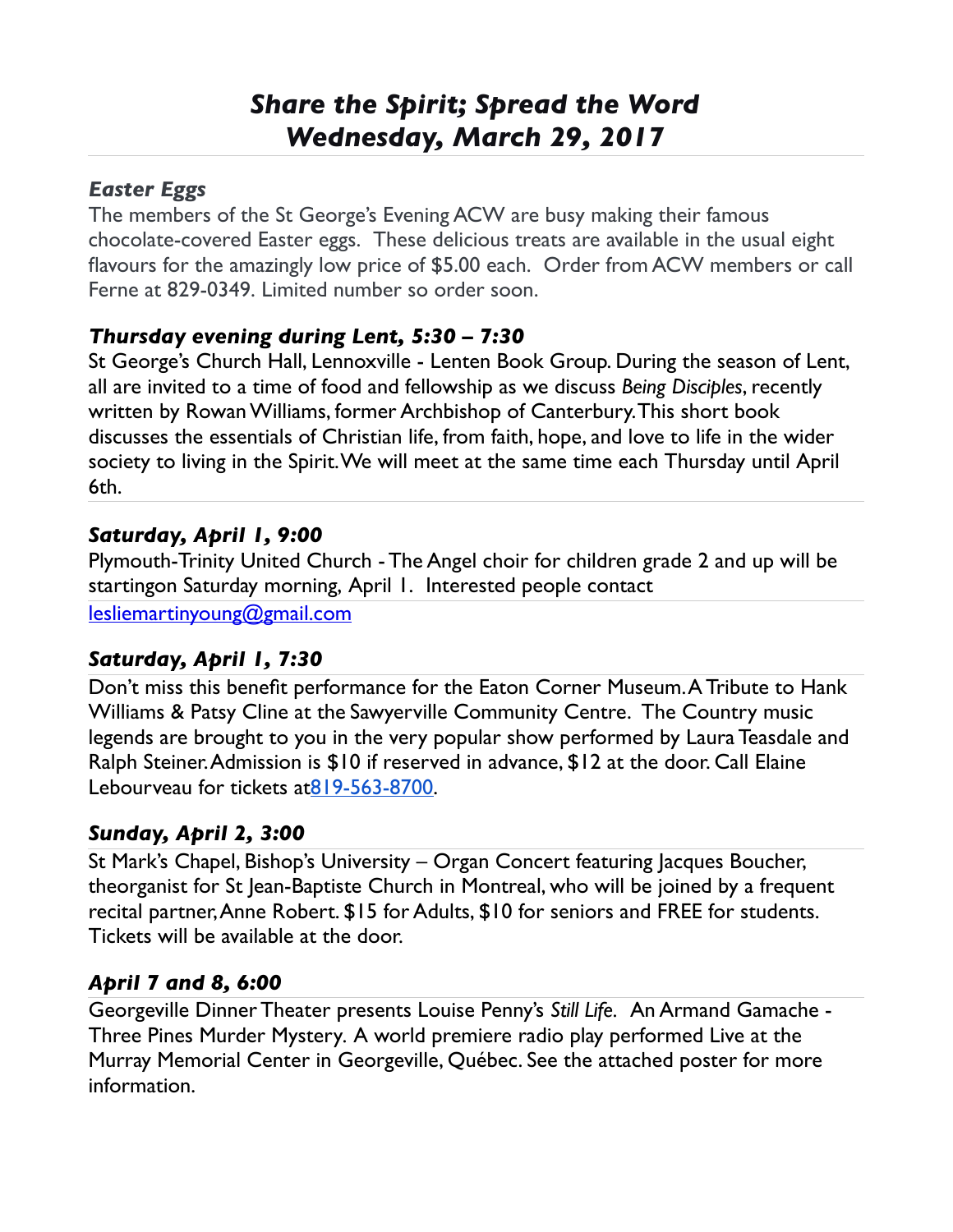# *Share the Spirit; Spread the Word*
# *Wednesday, March 29, 2017*

### *Easter Eggs*

The members of the St George's Evening ACW are busy making their famous chocolate-covered Easter eggs. These delicious treats are available in the usual eight flavours for the amazingly low price of $5.00 each. Order from ACW members or call Ferne at 829-0349. Limited number so order soon.

### *Thursday evening during Lent, 5:30 – 7:30*

St George's Church Hall, Lennoxville - Lenten Book Group. During the season of Lent, all are invited to a time of food and fellowship as we discuss *Being Disciples*, recently written by Rowan Williams, former Archbishop of Canterbury. This short book discusses the essentials of Christian life, from faith, hope, and love to life in the wider society to living in the Spirit. We will meet at the same time each Thursday until April 6th.

### *Saturday, April 1, 9:00*

Plymouth-Trinity United Church - The Angel choir for children grade 2 and up will be startingon Saturday morning, April 1. Interested people contact [lesliemartinyoung@gmail.com](mailto:lesliemartinyoung@gmail.com)

### *Saturday, April 1, 7:30*

Don't miss this benefit performance for the Eaton Corner Museum. A Tribute to Hank Williams & Patsy Cline at the Sawyerville Community Centre. The Country music legends are brought to you in the very popular show performed by Laura Teasdale and Ralph Steiner. Admission is $10 if reserved in advance, $12 at the door. Call Elaine Lebourveau for tickets at819-563-8700.

### *Sunday, April 2, 3:00*

St Mark's Chapel, Bishop's University – Organ Concert featuring Jacques Boucher, theorganist for St Jean-Baptiste Church in Montreal, who will be joined by a frequent recital partner, Anne Robert. $15 for Adults, $10 for seniors and FREE for students. Tickets will be available at the door.

### *April 7 and 8, 6:00*

Georgeville Dinner Theater presents Louise Penny's *Still Life*. An Armand Gamache - Three Pines Murder Mystery. A world premiere radio play performed Live at the Murray Memorial Center in Georgeville, Québec. See the attached poster for more information.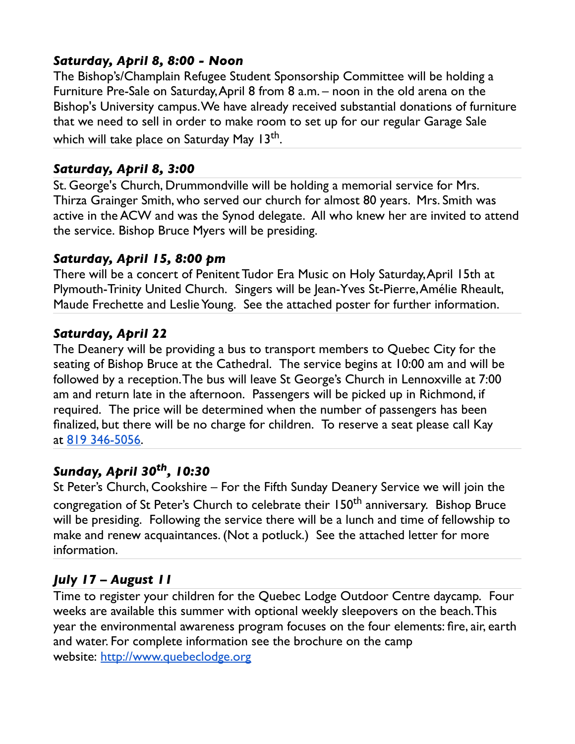### *Saturday, April 8, 8:00 - Noon*

The Bishop's/Champlain Refugee Student Sponsorship Committee will be holding a Furniture Pre-Sale on Saturday, April 8 from 8 a.m. – noon in the old arena on the Bishop's University campus. We have already received substantial donations of furniture that we need to sell in order to make room to set up for our regular Garage Sale which will take place on Saturday May 13th.

### *Saturday, April 8, 3:00*

St. George's Church, Drummondville will be holding a memorial service for Mrs. Thirza Grainger Smith, who served our church for almost 80 years. Mrs. Smith was active in the ACW and was the Synod delegate. All who knew her are invited to attend the service. Bishop Bruce Myers will be presiding.

### *Saturday, April 15, 8:00 pm*

There will be a concert of Penitent Tudor Era Music on Holy Saturday, April 15th at Plymouth-Trinity United Church. Singers will be Jean-Yves St-Pierre, Amélie Rheault, Maude Frechette and Leslie Young. See the attached poster for further information.

### *Saturday, April 22*

The Deanery will be providing a bus to transport members to Quebec City for the seating of Bishop Bruce at the Cathedral. The service begins at 10:00 am and will be followed by a reception. The bus will leave St George's Church in Lennoxville at 7:00 am and return late in the afternoon. Passengers will be picked up in Richmond, if required. The price will be determined when the number of passengers has been finalized, but there will be no charge for children. To reserve a seat please call Kay at 819 346-5056.

### *Sunday, April 30th, 10:30*

St Peter's Church, Cookshire – For the Fifth Sunday Deanery Service we will join the congregation of St Peter's Church to celebrate their 150th anniversary. Bishop Bruce will be presiding. Following the service there will be a lunch and time of fellowship to make and renew acquaintances. (Not a potluck.) See the attached letter for more information.

### *July 17 – August 11*

Time to register your children for the Quebec Lodge Outdoor Centre daycamp. Four weeks are available this summer with optional weekly sleepovers on the beach. This year the environmental awareness program focuses on the four elements: fire, air, earth and water. For complete information see the brochure on the camp website: http://www.quebeclodge.org